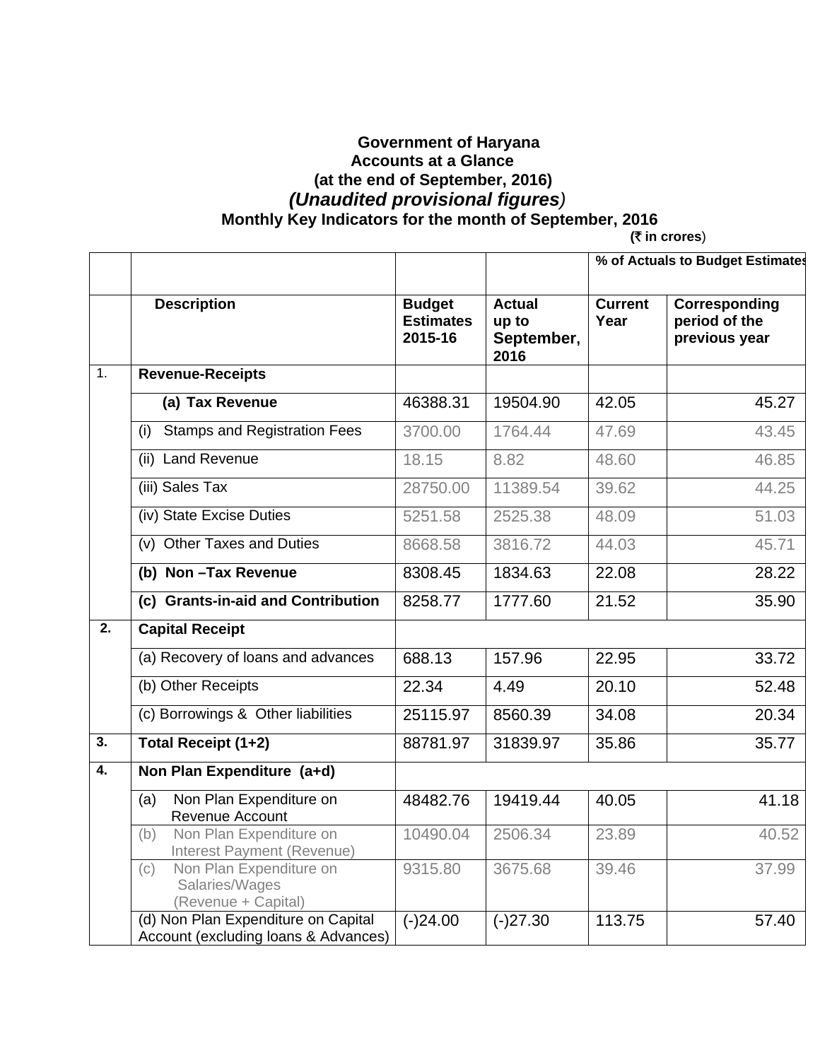**Government of Haryana**

**Accounts at a Glance**

**(at the end of September, 2016)**

***(Unaudited provisional figures)***

**Monthly Key Indicators for the month of September, 2016**

**(₹ in crores)**

| | | | | % of Actuals to Budget Estimates | |
|---|---|---|---|---|---|
| | **Description** | **Budget Estimates 2015-16** | **Actual up to September, 2016** | **Current Year** | **Corresponding period of the previous year** |
| 1. | **Revenue-Receipts** | | | | |
| | **(a) Tax Revenue** | 46388.31 | 19504.90 | 42.05 | 45.27 |
| | (i) Stamps and Registration Fees | 3700.00 | 1764.44 | 47.69 | 43.45 |
| | (ii) Land Revenue | 18.15 | 8.82 | 48.60 | 46.85 |
| | (iii) Sales Tax | 28750.00 | 11389.54 | 39.62 | 44.25 |
| | (iv) State Excise Duties | 5251.58 | 2525.38 | 48.09 | 51.03 |
| | (v) Other Taxes and Duties | 8668.58 | 3816.72 | 44.03 | 45.71 |
| | **(b) Non –Tax Revenue** | 8308.45 | 1834.63 | 22.08 | 28.22 |
| | **(c) Grants-in-aid and Contribution** | 8258.77 | 1777.60 | 21.52 | 35.90 |
| 2. | **Capital Receipt** | | | | |
| | (a) Recovery of loans and advances | 688.13 | 157.96 | 22.95 | 33.72 |
| | (b) Other Receipts | 22.34 | 4.49 | 20.10 | 52.48 |
| | (c) Borrowings & Other liabilities | 25115.97 | 8560.39 | 34.08 | 20.34 |
| 3. | **Total Receipt (1+2)** | 88781.97 | 31839.97 | 35.86 | 35.77 |
| 4. | **Non Plan Expenditure (a+d)** | | | | |
| | (a) Non Plan Expenditure on Revenue Account | 48482.76 | 19419.44 | 40.05 | 41.18 |
| | (b) Non Plan Expenditure on Interest Payment (Revenue) | 10490.04 | 2506.34 | 23.89 | 40.52 |
| | (c) Non Plan Expenditure on Salaries/Wages (Revenue + Capital) | 9315.80 | 3675.68 | 39.46 | 37.99 |
| | (d) Non Plan Expenditure on Capital Account (excluding loans & Advances) | (-)24.00 | (-)27.30 | 113.75 | 57.40 |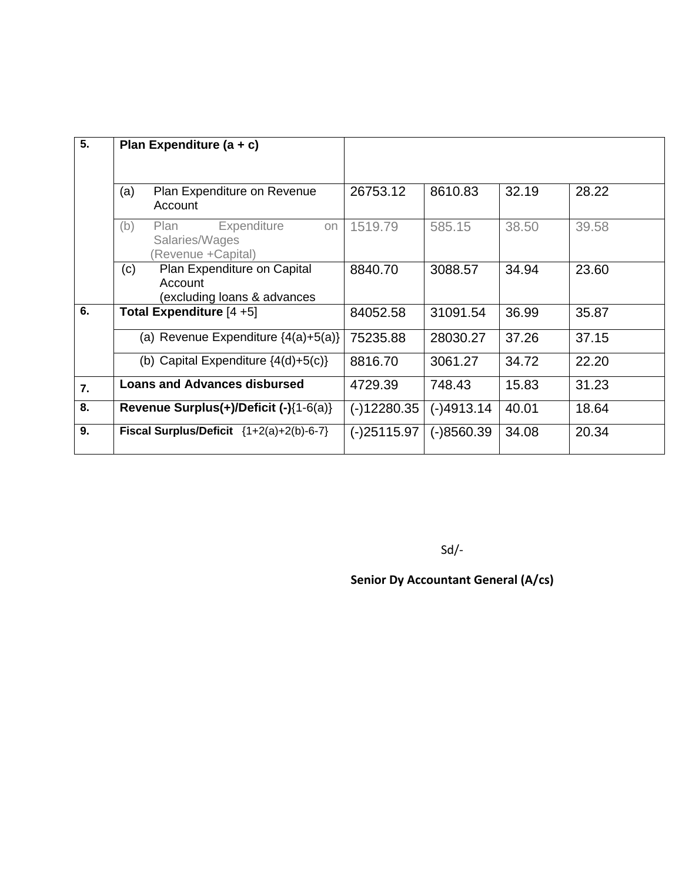| | | | | | |
|---|---|---|---|---|---|
| **5.** | **Plan Expenditure (a + c)** | | | | |
| | (a) Plan Expenditure on Revenue Account | 26753.12 | 8610.83 | 32.19 | 28.22 |
| | (b) Plan Expenditure on Salaries/Wages (Revenue +Capital) | 1519.79 | 585.15 | 38.50 | 39.58 |
| | (c) Plan Expenditure on Capital Account (excluding loans & advances | 8840.70 | 3088.57 | 34.94 | 23.60 |
| **6.** | **Total Expenditure** [4 +5] | 84052.58 | 31091.54 | 36.99 | 35.87 |
| | (a) Revenue Expenditure {4(a)+5(a)} | 75235.88 | 28030.27 | 37.26 | 37.15 |
| | (b) Capital Expenditure {4(d)+5(c)} | 8816.70 | 3061.27 | 34.72 | 22.20 |
| **7.** | **Loans and Advances disbursed** | 4729.39 | 748.43 | 15.83 | 31.23 |
| **8.** | **Revenue Surplus(+)/Deficit (-)**{1-6(a)} | (-)12280.35 | (-)4913.14 | 40.01 | 18.64 |
| **9.** | **Fiscal Surplus/Deficit** {1+2(a)+2(b)-6-7} | (-)25115.97 | (-)8560.39 | 34.08 | 20.34 |

Sd/-

**Senior Dy Accountant General (A/cs)**